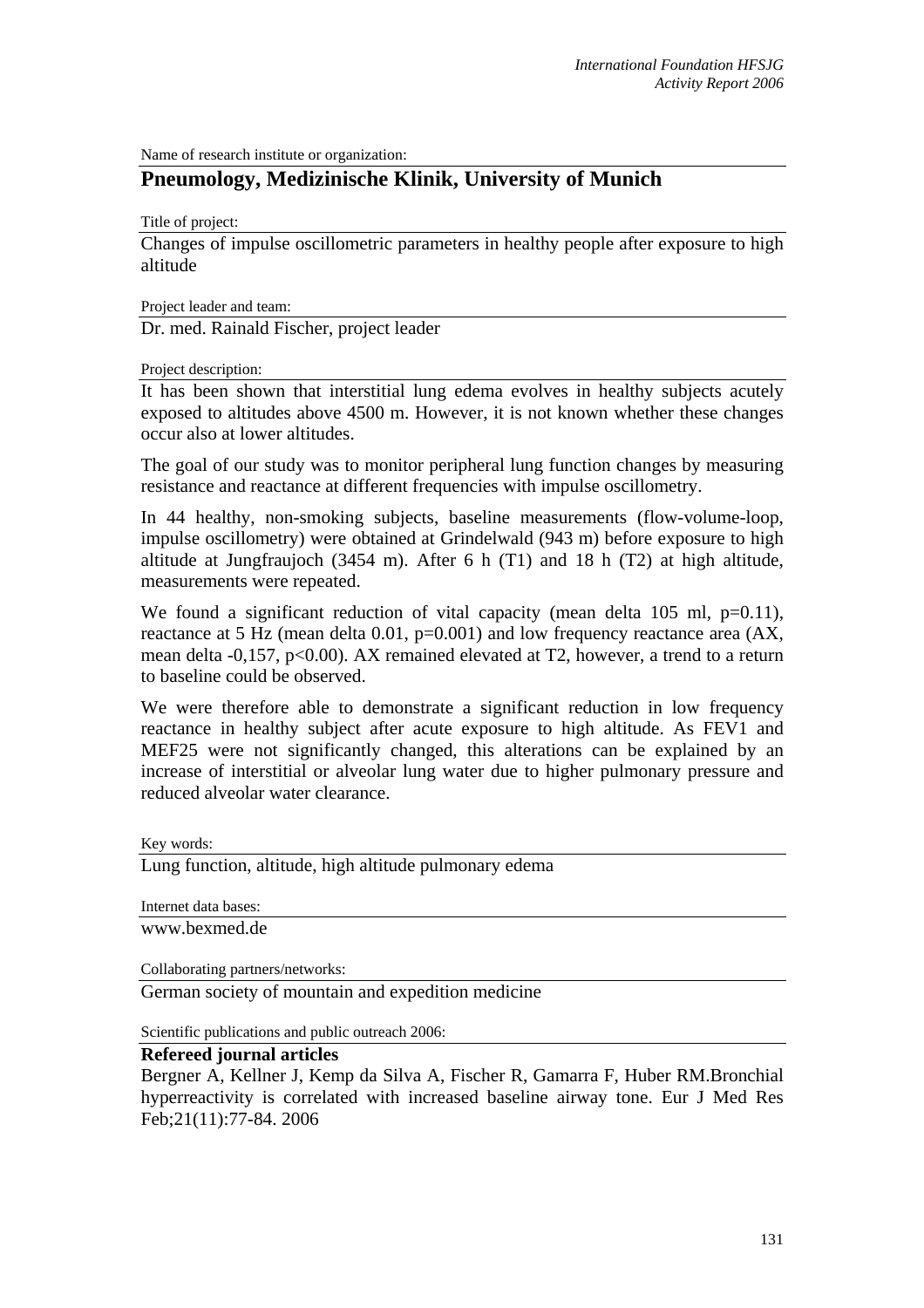Name of research institute or organization:

## Pneumology, Medizinische Klinik, University of Munich

Title of project:

Changes of impulse oscillometric parameters in healthy people after exposure to high altitude

Project leader and team:

Dr. med. Rainald Fischer, project leader

Project description:

It has been shown that interstitial lung edema evolves in healthy subjects acutely exposed to altitudes above 4500 m. However, it is not known whether these changes occur also at lower altitudes.

The goal of our study was to monitor peripheral lung function changes by measuring resistance and reactance at different frequencies with impulse oscillometry.

In 44 healthy, non-smoking subjects, baseline measurements (flow-volume-loop, impulse oscillometry) were obtained at Grindelwald (943 m) before exposure to high altitude at Jungfraujoch (3454 m). After 6 h (T1) and 18 h (T2) at high altitude, measurements were repeated.

We found a significant reduction of vital capacity (mean delta 105 ml, $p=0.11$), reactance at 5 Hz (mean delta 0.01, $p=0.001$) and low frequency reactance area (AX, mean delta -0,157, $p<0.00$). AX remained elevated at T2, however, a trend to a return to baseline could be observed.

We were therefore able to demonstrate a significant reduction in low frequency reactance in healthy subject after acute exposure to high altitude. As FEV1 and MEF25 were not significantly changed, this alterations can be explained by an increase of interstitial or alveolar lung water due to higher pulmonary pressure and reduced alveolar water clearance.

Key words:

Lung function, altitude, high altitude pulmonary edema

Internet data bases:

www.bexmed.de

Collaborating partners/networks:

German society of mountain and expedition medicine

Scientific publications and public outreach 2006:

**Refereed journal articles**

Bergner A, Kellner J, Kemp da Silva A, Fischer R, Gamarra F, Huber RM.Bronchial hyperreactivity is correlated with increased baseline airway tone. Eur J Med Res Feb;21(11):77-84. 2006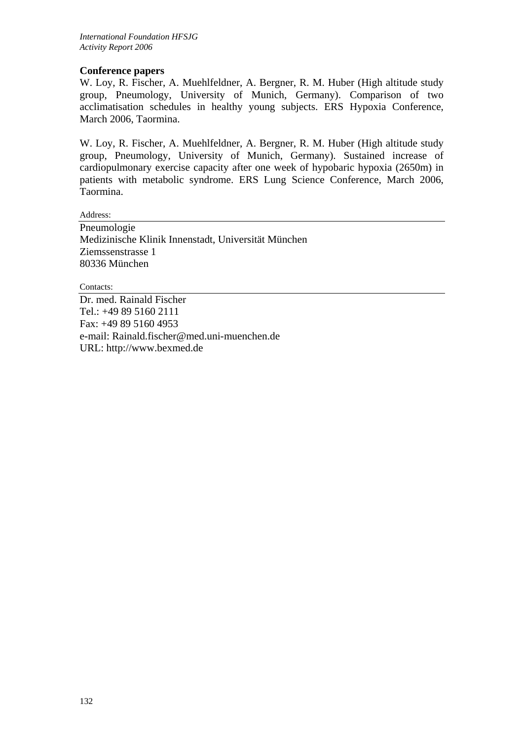## Conference papers

W. Loy, R. Fischer, A. Muehlfeldner, A. Bergner, R. M. Huber (High altitude study group, Pneumology, University of Munich, Germany). Comparison of two acclimatisation schedules in healthy young subjects. ERS Hypoxia Conference, March 2006, Taormina.

W. Loy, R. Fischer, A. Muehlfeldner, A. Bergner, R. M. Huber (High altitude study group, Pneumology, University of Munich, Germany). Sustained increase of cardiopulmonary exercise capacity after one week of hypobaric hypoxia (2650m) in patients with metabolic syndrome. ERS Lung Science Conference, March 2006, Taormina.

Address:

Pneumologie
Medizinische Klinik Innenstadt, Universität München
Ziemssenstrasse 1
80336 München

Contacts:

Dr. med. Rainald Fischer
Tel.: +49 89 5160 2111
Fax: +49 89 5160 4953
e-mail: Rainald.fischer@med.uni-muenchen.de
URL: http://www.bexmed.de